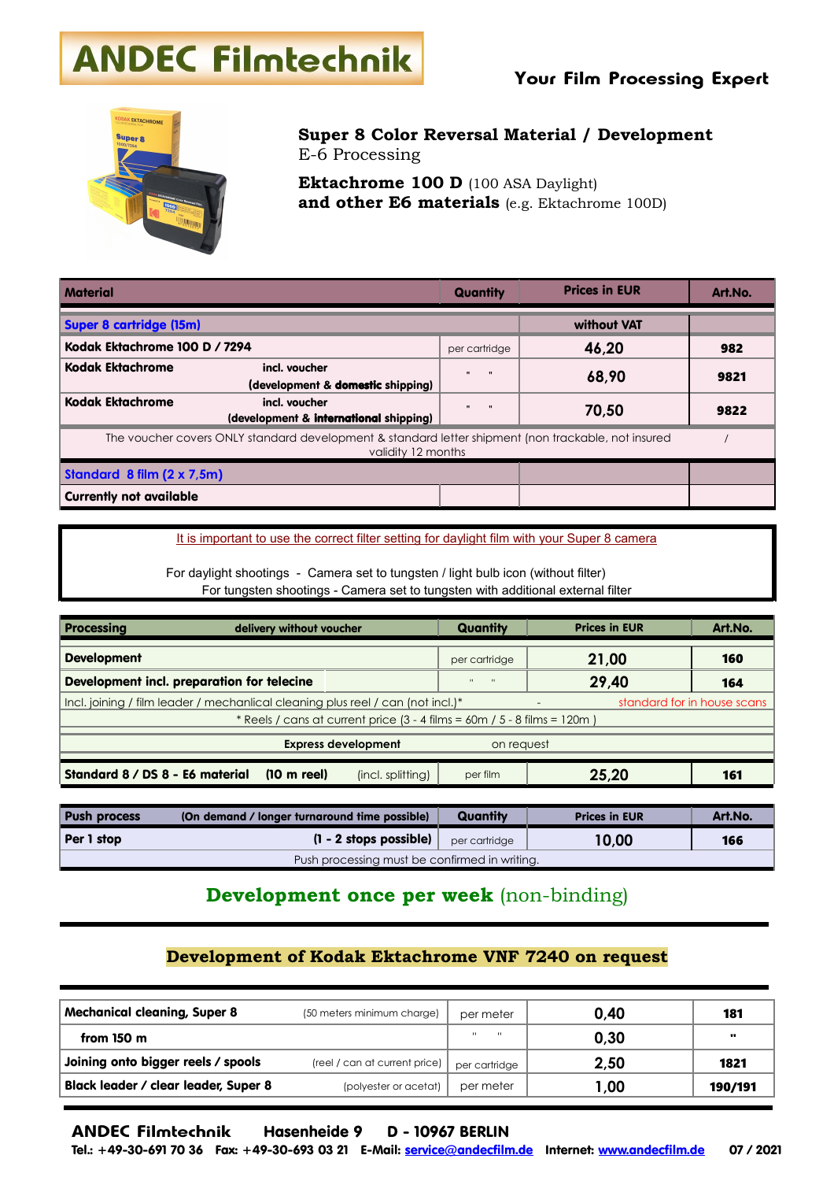# ANDEC Filmtechnik

**Your Film Processing Expert**

## Super 8 Color Reversal Material / Development

E-6 Processing

**Ektachrome 100 D** (100 ASA Daylight)
**and other E6 materials** (e.g. Ektachrome 100D)

| Material | | Quantity | Prices in EUR | Art.No. |
|---|---|---|---|---|
| **Super 8 cartridge (15m)** | | | without VAT | |
| **Kodak Ektachrome 100 D / 7294** | | per cartridge | 46,20 | 982 |
| **Kodak Ektachrome** | incl. voucher (development & domestic shipping) | " " | 68,90 | 9821 |
| **Kodak Ektachrome** | incl. voucher (development & international shipping) | " " | 70,50 | 9822 |
| The voucher covers ONLY standard development & standard letter shipment (non trackable, not insured validity 12 months | | | | / |
| **Standard 8 film (2 x 7,5m)** | | | | |
| **Currently not available** | | | | |

It is important to use the correct filter setting for daylight film with your Super 8 camera

For daylight shootings - Camera set to tungsten / light bulb icon (without filter)
For tungsten shootings - Camera set to tungsten with additional external filter

| Processing | delivery without voucher | Quantity | Prices in EUR | Art.No. |
|---|---|---|---|---|
| **Development** | | per cartridge | 21,00 | 160 |
| **Development incl. preparation for telecine** | | " " | 29,40 | 164 |
| Incl. joining / film leader / mechanlical cleaning plus reel / can (not incl.)* | | | - | standard for in house scans |
| * Reels / cans at current price (3 - 4 films = 60m / 5 - 8 films = 120m ) | | | | |
| Express development | | | on request | |
| **Standard 8 / DS 8 - E6 material (10 m reel)** | (incl. splitting) | per film | 25,20 | 161 |

| Push process | (On demand / longer turnaround time possible) | Quantity | Prices in EUR | Art.No. |
|---|---|---|---|---|
| **Per 1 stop** | (1 - 2 stops possible) | per cartridge | 10,00 | 166 |
| Push processing must be confirmed in writing. | | | | |

## Development once per week (non-binding)

## Development of Kodak Ektachrome VNF 7240 on request

| | | | | |
|---|---|---|---|---|
| **Mechanical cleaning, Super 8** | (50 meters minimum charge) | per meter | 0,40 | 181 |
| **from 150 m** | | " " | 0,30 | " |
| **Joining onto bigger reels / spools** | (reel / can at current price) | per cartridge | 2,50 | 1821 |
| **Black leader / clear leader, Super 8** | (polyester or acetat) | per meter | 1,00 | 190/191 |

**ANDEC Filmtechnik Hasenheide 9 D - 10967 BERLIN**
Tel.: +49-30-691 70 36 Fax: +49-30-693 03 21 E-Mail: service@andecfilm.de Internet: www.andecfilm.de 07 / 2021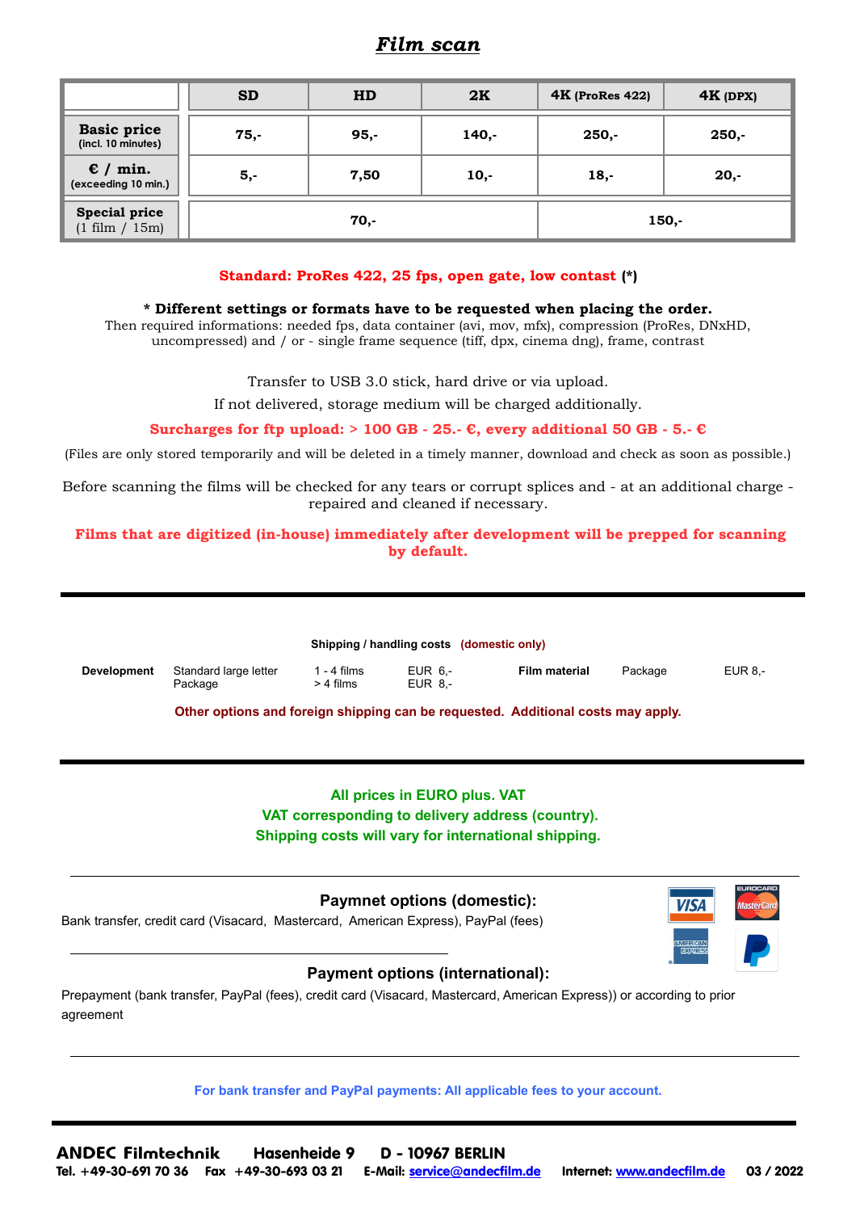## *Film scan*

| | SD | HD | 2K | 4K (ProRes 422) | 4K (DPX) |
|---|---|---|---|---|---|
| **Basic price** (incl. 10 minutes) | 75,- | 95,- | 140,- | 250,- | 250,- |
| **€ / min.** (exceeding 10 min.) | 5,- | 7,50 | 10,- | 18,- | 20,- |
| **Special price** (1 film / 15m) | 70,- | | | 150,- | |

**Standard: ProRes 422, 25 fps, open gate, low contast (*)**

**\* Different settings or formats have to be requested when placing the order.**
Then required informations: needed fps, data container (avi, mov, mfx), compression (ProRes, DNxHD, uncompressed) and / or - single frame sequence (tiff, dpx, cinema dng), frame, contrast

Transfer to USB 3.0 stick, hard drive or via upload.
If not delivered, storage medium will be charged additionally.

**Surcharges for ftp upload: > 100 GB - 25.- €, every additional 50 GB - 5.- €**

(Files are only stored temporarily and will be deleted in a timely manner, download and check as soon as possible.)

Before scanning the films will be checked for any tears or corrupt splices and - at an additional charge - repaired and cleaned if necessary.

**Films that are digitized (in-house) immediately after development will be prepped for scanning by default.**

---

**Shipping / handling costs** **(domestic only)**

| | | | | | | |
|---|---|---|---|---|---|---|
| **Development** | Standard large letter | 1 - 4 films | EUR 6,- | **Film material** | Package | EUR 8,- |
| | Package | > 4 films | EUR 8,- | | | |

**Other options and foreign shipping can be requested. Additional costs may apply.**

---

**All prices in EURO plus. VAT**
**VAT corresponding to delivery address (country).**
**Shipping costs will vary for international shipping.**

---

### Paymnet options (domestic):

Bank transfer, credit card (Visacard, Mastercard, American Express), PayPal (fees)

### Payment options (international):

Prepayment (bank transfer, PayPal (fees), credit card (Visacard, Mastercard, American Express)) or according to prior agreement

---

**For bank transfer and PayPal payments: All applicable fees to your account.**

---

**ANDEC Filmtechnik Hasenheide 9 D - 10967 BERLIN**
**Tel. +49-30-691 70 36 Fax +49-30-693 03 21 E-Mail: service@andecfilm.de Internet: www.andecfilm.de 03 / 2022**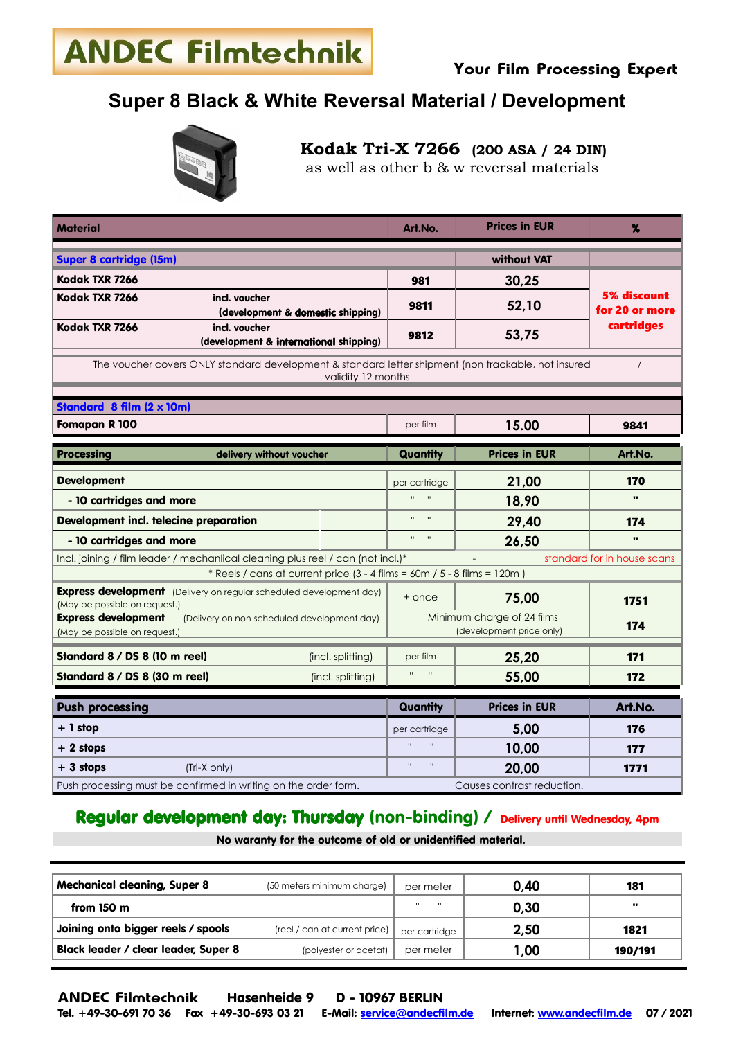# ANDEC Filmtechnik

Your Film Processing Expert

## Super 8 Black & White Reversal Material / Development

**Kodak Tri-X 7266 (200 ASA / 24 DIN)**
as well as other b & w reversal materials

| Material | | Art.No. | Prices in EUR | % |
|---|---|---|---|---|
| **Super 8 cartridge (15m)** | | | without VAT | |
| **Kodak TXR 7266** | | 981 | 30,25 | **5% discount for 20 or more cartridges** |
| **Kodak TXR 7266** | incl. voucher (development & **domestic** shipping) | 9811 | 52,10 | |
| **Kodak TXR 7266** | incl. voucher (development & **international** shipping) | 9812 | 53,75 | |
| The voucher covers ONLY standard development & standard letter shipment (non trackable, not insured validity 12 months | | | | / |
| **Standard 8 film (2 x 10m)** | | | | |
| **Fomapan R 100** | | per film | 15.00 | 9841 |

| Processing | delivery without voucher | Quantity | Prices in EUR | Art.No. |
|---|---|---|---|---|
| **Development** | | per cartridge | 21,00 | 170 |
| **- 10 cartridges and more** | | " " | 18,90 | " |
| **Development incl. telecine preparation** | | " " | 29,40 | 174 |
| **- 10 cartridges and more** | | " " | 26,50 | " |
| Incl. joining / film leader / mechanlical cleaning plus reel / can (not incl.)* | | | - | standard for in house scans |
| * Reels / cans at current price (3 - 4 films = 60m / 5 - 8 films = 120m ) | | | | |
| **Express development** (Delivery on regular scheduled development day) (May be possible on request.) | | + once | 75,00 | 1751 |
| **Express development** (Delivery on non-scheduled development day) (May be possible on request.) | | Minimum charge of 24 films (development price only) | | 174 |
| **Standard 8 / DS 8 (10 m reel)** | (incl. splitting) | per film | 25,20 | 171 |
| **Standard 8 / DS 8 (30 m reel)** | (incl. splitting) | " " | 55,00 | 172 |

| Push processing | | Quantity | Prices in EUR | Art.No. |
|---|---|---|---|---|
| **+ 1 stop** | | per cartridge | 5,00 | 176 |
| **+ 2 stops** | | " " | 10,00 | 177 |
| **+ 3 stops** | (Tri-X only) | " " | 20,00 | 1771 |
| Push processing must be confirmed in writing on the order form. | | | Causes contrast reduction. | |

**Regular development day: Thursday (non-binding) / Delivery until Wednesday, 4pm**

**No waranty for the outcome of old or unidentified material.**

| | | | | |
|---|---|---|---|---|
| **Mechanical cleaning, Super 8** | (50 meters minimum charge) | per meter | 0,40 | 181 |
| **from 150 m** | | " " | 0,30 | " |
| **Joining onto bigger reels / spools** | (reel / can at current price) | per cartridge | 2,50 | 1821 |
| **Black leader / clear leader, Super 8** | (polyester or acetat) | per meter | 1,00 | 190/191 |

**ANDEC Filmtechnik** Hasenheide 9 D - 10967 BERLIN
Tel. +49-30-691 70 36 Fax +49-30-693 03 21 E-Mail: service@andecfilm.de Internet: www.andecfilm.de 07 / 2021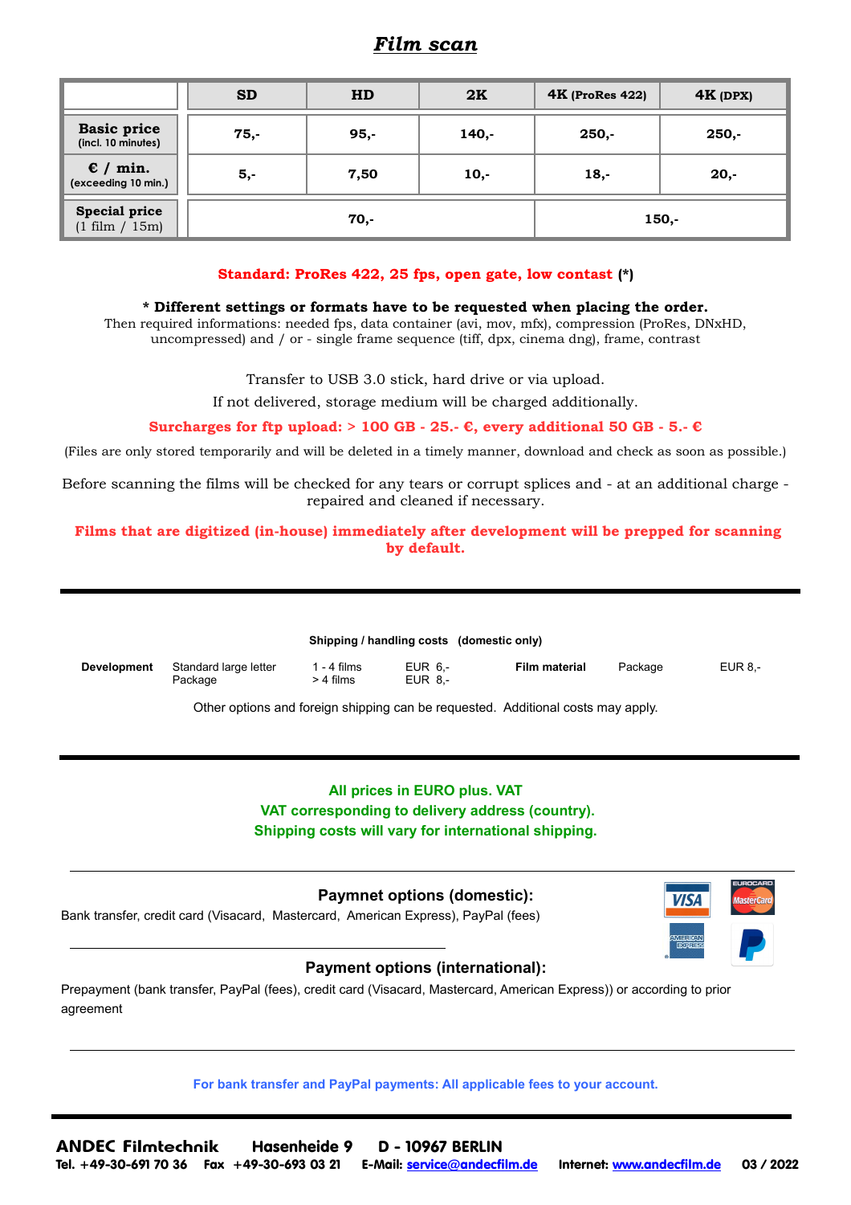# *Film scan*

| | SD | HD | 2K | 4K (ProRes 422) | 4K (DPX) |
|---|---|---|---|---|---|
| **Basic price** (incl. 10 minutes) | 75,- | 95,- | 140,- | 250,- | 250,- |
| **€ / min.** (exceeding 10 min.) | 5,- | 7,50 | 10,- | 18,- | 20,- |
| **Special price** (1 film / 15m) | 70,- | | | 150,- | |

**Standard: ProRes 422, 25 fps, open gate, low contast (*)**

**\* Different settings or formats have to be requested when placing the order.**
Then required informations: needed fps, data container (avi, mov, mfx), compression (ProRes, DNxHD, uncompressed) and / or - single frame sequence (tiff, dpx, cinema dng), frame, contrast

Transfer to USB 3.0 stick, hard drive or via upload.
If not delivered, storage medium will be charged additionally.

**Surcharges for ftp upload: > 100 GB - 25.- €, every additional 50 GB - 5.- €**

(Files are only stored temporarily and will be deleted in a timely manner, download and check as soon as possible.)

Before scanning the films will be checked for any tears or corrupt splices and - at an additional charge - repaired and cleaned if necessary.

**Films that are digitized (in-house) immediately after development will be prepped for scanning by default.**

---

**Shipping / handling costs (domestic only)**

| | | | | | | |
|---|---|---|---|---|---|---|
| **Development** | Standard large letter<br>Package | 1 - 4 films<br>> 4 films | EUR 6,-<br>EUR 8,- | **Film material** | Package | EUR 8,- |

Other options and foreign shipping can be requested. Additional costs may apply.

---

**All prices in EURO plus. VAT**
**VAT corresponding to delivery address (country).**
**Shipping costs will vary for international shipping.**

---

### Paymnet options (domestic):

Bank transfer, credit card (Visacard, Mastercard, American Express), PayPal (fees)

### Payment options (international):

Prepayment (bank transfer, PayPal (fees), credit card (Visacard, Mastercard, American Express)) or according to prior agreement

---

**For bank transfer and PayPal payments: All applicable fees to your account.**

---

**ANDEC Filmtechnik Hasenheide 9 D - 10967 BERLIN**
**Tel. +49-30-691 70 36 Fax +49-30-693 03 21 E-Mail: service@andecfilm.de Internet: www.andecfilm.de 03 / 2022**